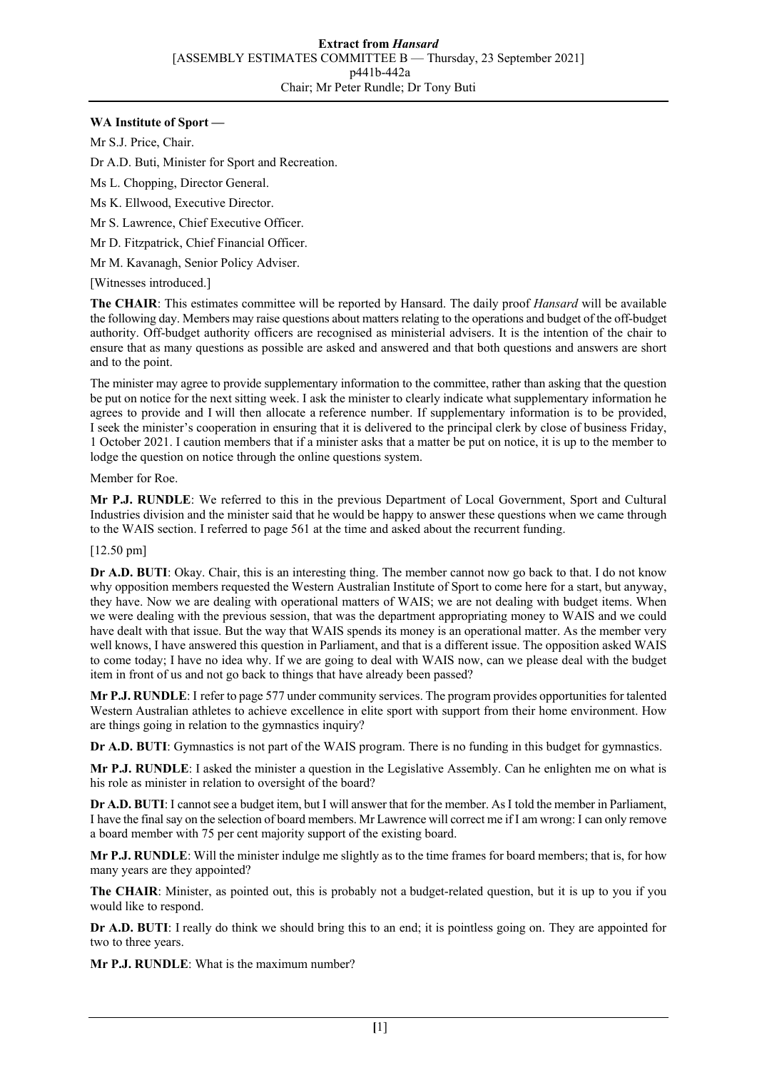**WA Institute of Sport —**

Mr S.J. Price, Chair.

Dr A.D. Buti, Minister for Sport and Recreation.

Ms L. Chopping, Director General.

Ms K. Ellwood, Executive Director.

Mr S. Lawrence, Chief Executive Officer.

Mr D. Fitzpatrick, Chief Financial Officer.

Mr M. Kavanagh, Senior Policy Adviser.

[Witnesses introduced.]

**The CHAIR**: This estimates committee will be reported by Hansard. The daily proof *Hansard* will be available the following day. Members may raise questions about matters relating to the operations and budget of the off-budget authority. Off-budget authority officers are recognised as ministerial advisers. It is the intention of the chair to ensure that as many questions as possible are asked and answered and that both questions and answers are short and to the point.

The minister may agree to provide supplementary information to the committee, rather than asking that the question be put on notice for the next sitting week. I ask the minister to clearly indicate what supplementary information he agrees to provide and I will then allocate a reference number. If supplementary information is to be provided, I seek the minister's cooperation in ensuring that it is delivered to the principal clerk by close of business Friday, 1 October 2021. I caution members that if a minister asks that a matter be put on notice, it is up to the member to lodge the question on notice through the online questions system.

Member for Roe.

**Mr P.J. RUNDLE**: We referred to this in the previous Department of Local Government, Sport and Cultural Industries division and the minister said that he would be happy to answer these questions when we came through to the WAIS section. I referred to page 561 at the time and asked about the recurrent funding.

[12.50 pm]

**Dr A.D. BUTI**: Okay. Chair, this is an interesting thing. The member cannot now go back to that. I do not know why opposition members requested the Western Australian Institute of Sport to come here for a start, but anyway, they have. Now we are dealing with operational matters of WAIS; we are not dealing with budget items. When we were dealing with the previous session, that was the department appropriating money to WAIS and we could have dealt with that issue. But the way that WAIS spends its money is an operational matter. As the member very well knows, I have answered this question in Parliament, and that is a different issue. The opposition asked WAIS to come today; I have no idea why. If we are going to deal with WAIS now, can we please deal with the budget item in front of us and not go back to things that have already been passed?

**Mr P.J. RUNDLE**: I refer to page 577 under community services. The program provides opportunities for talented Western Australian athletes to achieve excellence in elite sport with support from their home environment. How are things going in relation to the gymnastics inquiry?

**Dr A.D. BUTI**: Gymnastics is not part of the WAIS program. There is no funding in this budget for gymnastics.

**Mr P.J. RUNDLE**: I asked the minister a question in the Legislative Assembly. Can he enlighten me on what is his role as minister in relation to oversight of the board?

**Dr A.D. BUTI**: I cannot see a budget item, but I will answer that for the member. As I told the member in Parliament, I have the final say on the selection of board members. Mr Lawrence will correct me if I am wrong: I can only remove a board member with 75 per cent majority support of the existing board.

**Mr P.J. RUNDLE**: Will the minister indulge me slightly as to the time frames for board members; that is, for how many years are they appointed?

**The CHAIR**: Minister, as pointed out, this is probably not a budget-related question, but it is up to you if you would like to respond.

**Dr A.D. BUTI**: I really do think we should bring this to an end; it is pointless going on. They are appointed for two to three years.

**Mr P.J. RUNDLE**: What is the maximum number?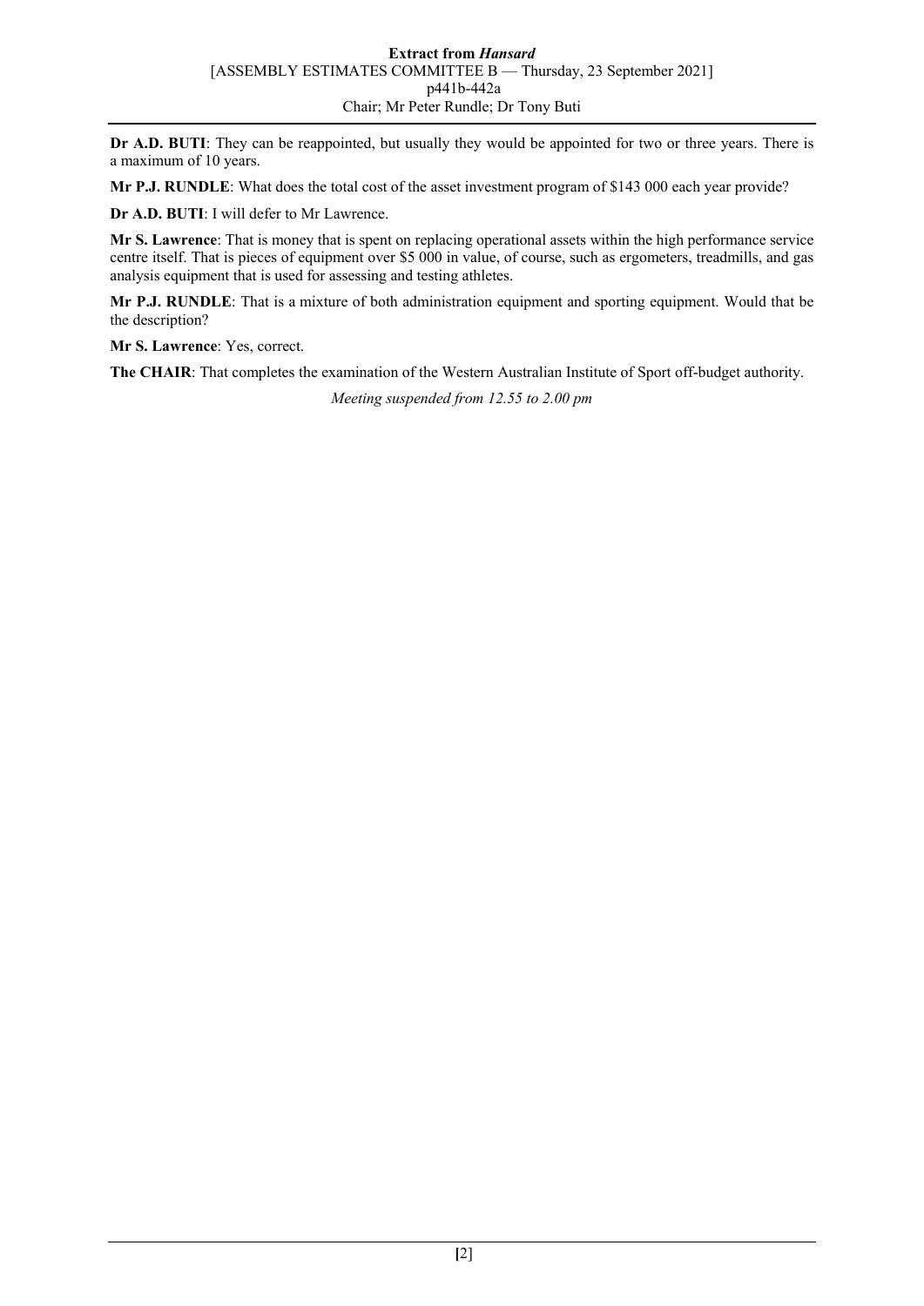**Dr A.D. BUTI**: They can be reappointed, but usually they would be appointed for two or three years. There is a maximum of 10 years.

**Mr P.J. RUNDLE**: What does the total cost of the asset investment program of $143 000 each year provide?

**Dr A.D. BUTI**: I will defer to Mr Lawrence.

**Mr S. Lawrence**: That is money that is spent on replacing operational assets within the high performance service centre itself. That is pieces of equipment over $5 000 in value, of course, such as ergometers, treadmills, and gas analysis equipment that is used for assessing and testing athletes.

**Mr P.J. RUNDLE**: That is a mixture of both administration equipment and sporting equipment. Would that be the description?

**Mr S. Lawrence**: Yes, correct.

**The CHAIR**: That completes the examination of the Western Australian Institute of Sport off-budget authority.

*Meeting suspended from 12.55 to 2.00 pm*